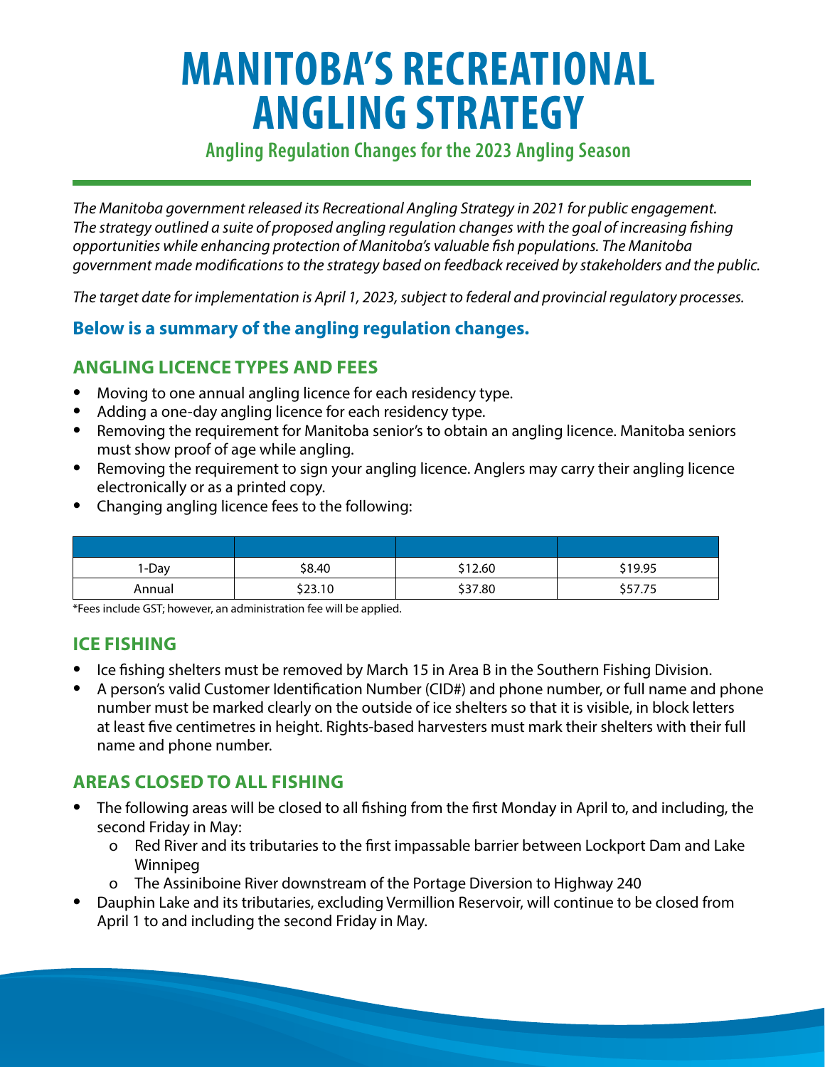# MANITOBA'S RECREATIONAL ANGLING STRATEGY

**Angling Regulation Changes for the 2023 Angling Season**

*The Manitoba government released its Recreational Angling Strategy in 2021 for public engagement. The strategy outlined a suite of proposed angling regulation changes with the goal of increasing fishing opportunities while enhancing protection of Manitoba's valuable fish populations. The Manitoba government made modifications to the strategy based on feedback received by stakeholders and the public.*

*The target date for implementation is April 1, 2023, subject to federal and provincial regulatory processes.*

### Below is a summary of the angling regulation changes.

## ANGLING LICENCE TYPES AND FEES

- Moving to one annual angling licence for each residency type.
- Adding a one-day angling licence for each residency type.
- Removing the requirement for Manitoba senior's to obtain an angling licence. Manitoba seniors must show proof of age while angling.
- Removing the requirement to sign your angling licence. Anglers may carry their angling licence electronically or as a printed copy.
- Changing angling licence fees to the following:

| | | | |
|---|---|---|---|
| 1-Day | $8.40 | $12.60 | $19.95 |
| Annual | $23.10 | $37.80 | $57.75 |

*Fees include GST; however, an administration fee will be applied.

## ICE FISHING

- Ice fishing shelters must be removed by March 15 in Area B in the Southern Fishing Division.
- A person's valid Customer Identification Number (CID#) and phone number, or full name and phone number must be marked clearly on the outside of ice shelters so that it is visible, in block letters at least five centimetres in height. Rights-based harvesters must mark their shelters with their full name and phone number.

## AREAS CLOSED TO ALL FISHING

- The following areas will be closed to all fishing from the first Monday in April to, and including, the second Friday in May:
  - Red River and its tributaries to the first impassable barrier between Lockport Dam and Lake Winnipeg
  - The Assiniboine River downstream of the Portage Diversion to Highway 240
- Dauphin Lake and its tributaries, excluding Vermillion Reservoir, will continue to be closed from April 1 to and including the second Friday in May.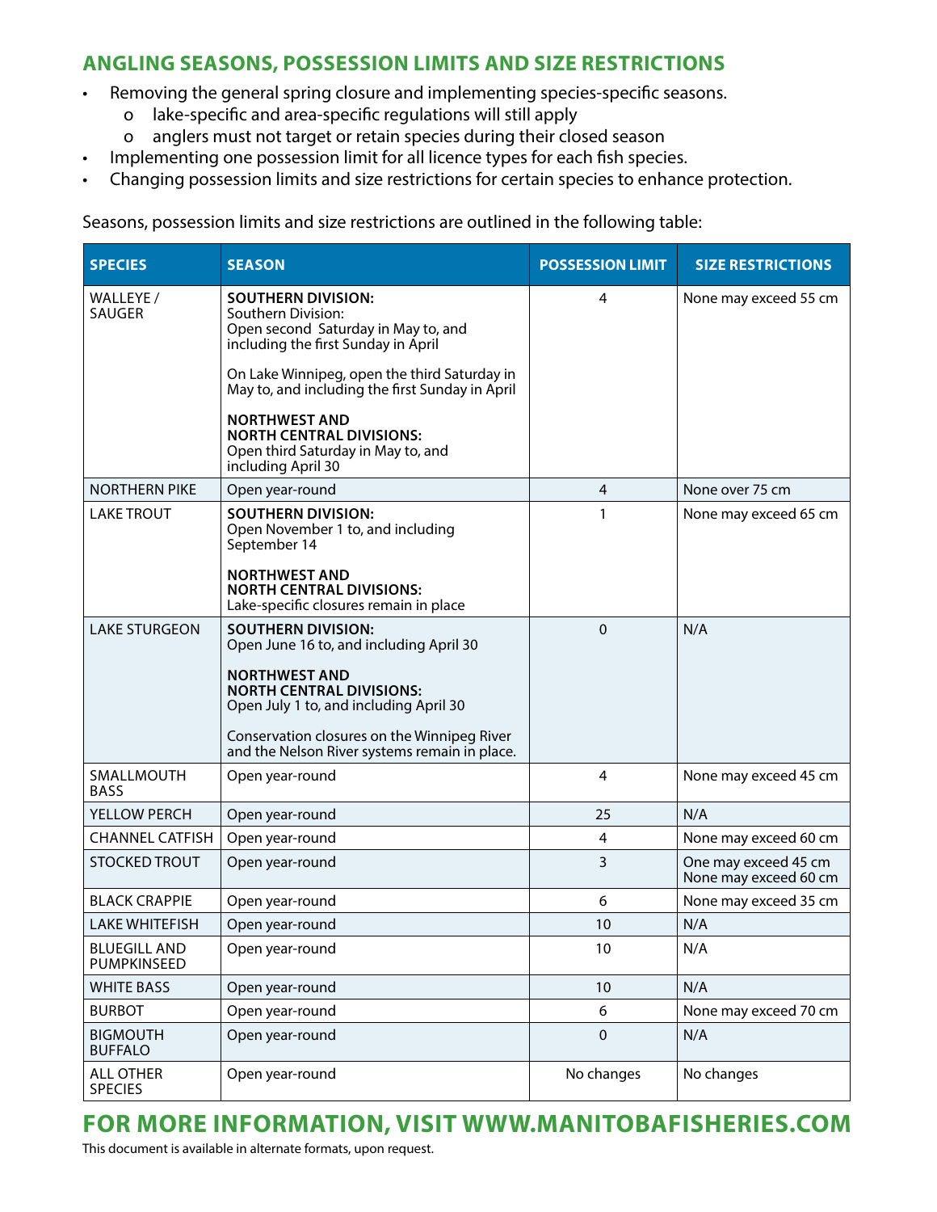## ANGLING SEASONS, POSSESSION LIMITS AND SIZE RESTRICTIONS

- Removing the general spring closure and implementing species-specific seasons.
  - o lake-specific and area-specific regulations will still apply
  - o anglers must not target or retain species during their closed season
- Implementing one possession limit for all licence types for each fish species.
- Changing possession limits and size restrictions for certain species to enhance protection.

Seasons, possession limits and size restrictions are outlined in the following table:

| SPECIES | SEASON | POSSESSION LIMIT | SIZE RESTRICTIONS |
|---|---|---|---|
| WALLEYE / SAUGER | **SOUTHERN DIVISION:** Southern Division: Open second Saturday in May to, and including the first Sunday in April<br><br>On Lake Winnipeg, open the third Saturday in May to, and including the first Sunday in April<br><br>**NORTHWEST AND NORTH CENTRAL DIVISIONS:** Open third Saturday in May to, and including April 30 | 4 | None may exceed 55 cm |
| NORTHERN PIKE | Open year-round | 4 | None over 75 cm |
| LAKE TROUT | **SOUTHERN DIVISION:** Open November 1 to, and including September 14<br><br>**NORTHWEST AND NORTH CENTRAL DIVISIONS:** Lake-specific closures remain in place | 1 | None may exceed 65 cm |
| LAKE STURGEON | **SOUTHERN DIVISION:** Open June 16 to, and including April 30<br><br>**NORTHWEST AND NORTH CENTRAL DIVISIONS:** Open July 1 to, and including April 30<br><br>Conservation closures on the Winnipeg River and the Nelson River systems remain in place. | 0 | N/A |
| SMALLMOUTH BASS | Open year-round | 4 | None may exceed 45 cm |
| YELLOW PERCH | Open year-round | 25 | N/A |
| CHANNEL CATFISH | Open year-round | 4 | None may exceed 60 cm |
| STOCKED TROUT | Open year-round | 3 | One may exceed 45 cm<br>None may exceed 60 cm |
| BLACK CRAPPIE | Open year-round | 6 | None may exceed 35 cm |
| LAKE WHITEFISH | Open year-round | 10 | N/A |
| BLUEGILL AND PUMPKINSEED | Open year-round | 10 | N/A |
| WHITE BASS | Open year-round | 10 | N/A |
| BURBOT | Open year-round | 6 | None may exceed 70 cm |
| BIGMOUTH BUFFALO | Open year-round | 0 | N/A |
| ALL OTHER SPECIES | Open year-round | No changes | No changes |

## FOR MORE INFORMATION, VISIT WWW.MANITOBAFISHERIES.COM

This document is available in alternate formats, upon request.